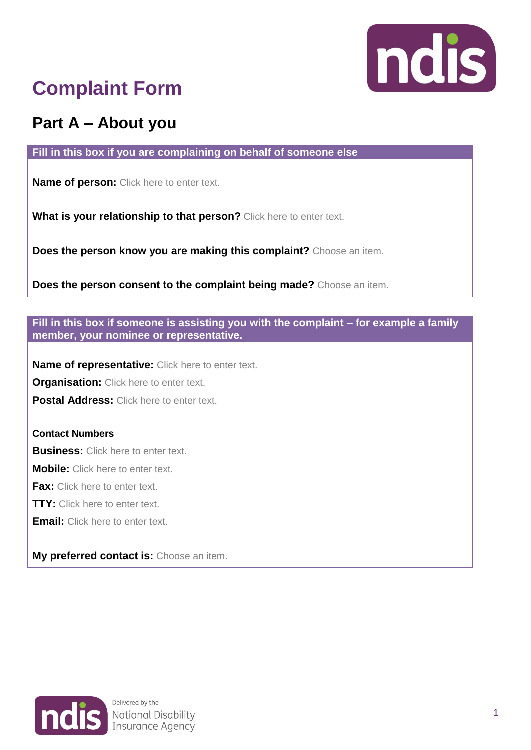# Complaint Form

## Part A – About you

**Fill in this box if you are complaining on behalf of someone else**

**Name of person:** Click here to enter text.

**What is your relationship to that person?** Click here to enter text.

**Does the person know you are making this complaint?** Choose an item.

**Does the person consent to the complaint being made?** Choose an item.

**Fill in this box if someone is assisting you with the complaint – for example a family member, your nominee or representative.**

**Name of representative:** Click here to enter text.

**Organisation:** Click here to enter text.

**Postal Address:** Click here to enter text.

**Contact Numbers**

**Business:** Click here to enter text.

**Mobile:** Click here to enter text.

**Fax:** Click here to enter text.

**TTY:** Click here to enter text.

**Email:** Click here to enter text.

**My preferred contact is:** Choose an item.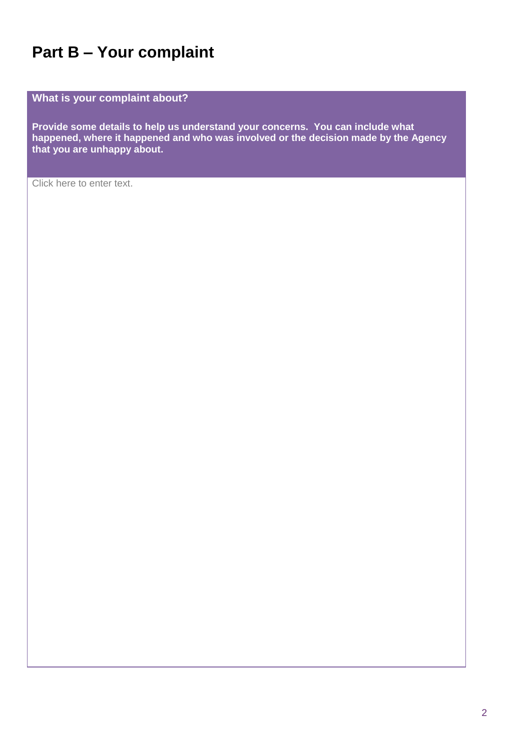# Part B – Your complaint

| **What is your complaint about?**<br><br>**Provide some details to help us understand your concerns. You can include what happened, where it happened and who was involved or the decision made by the Agency that you are unhappy about.** |
| --- |
| Click here to enter text. |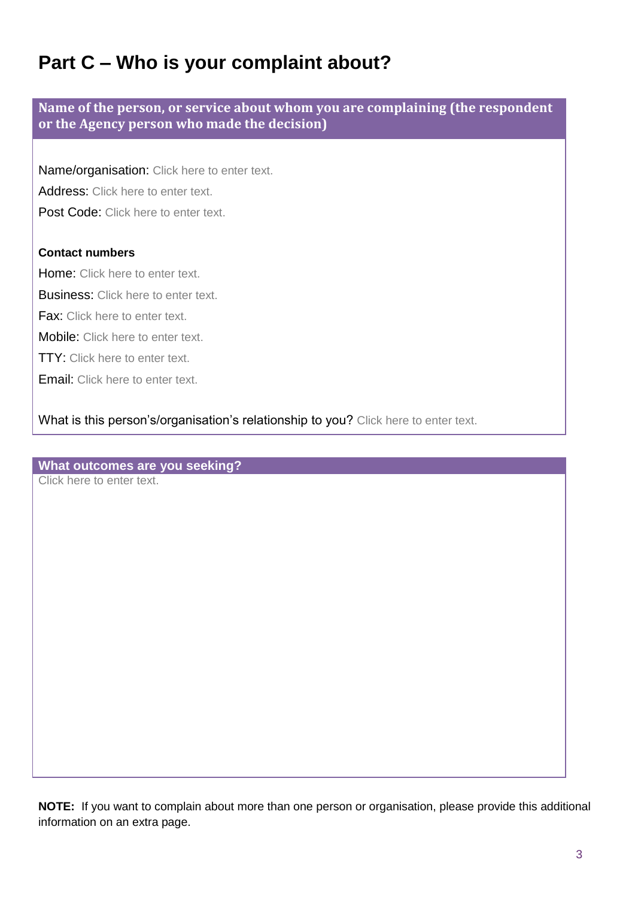# Part C – Who is your complaint about?

**Name of the person, or service about whom you are complaining (the respondent or the Agency person who made the decision)**

Name/organisation: Click here to enter text.

Address: Click here to enter text.

Post Code: Click here to enter text.

**Contact numbers**

Home: Click here to enter text.

Business: Click here to enter text.

Fax: Click here to enter text.

Mobile: Click here to enter text.

TTY: Click here to enter text.

Email: Click here to enter text.

What is this person's/organisation's relationship to you? Click here to enter text.

**What outcomes are you seeking?**

Click here to enter text.

**NOTE:** If you want to complain about more than one person or organisation, please provide this additional information on an extra page.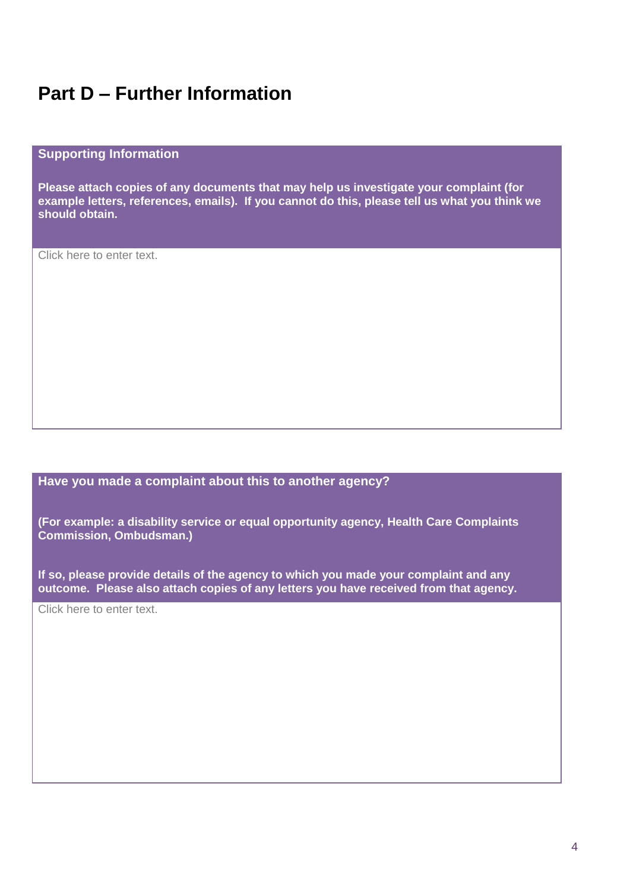# Part D – Further Information

**Supporting Information**

**Please attach copies of any documents that may help us investigate your complaint (for example letters, references, emails). If you cannot do this, please tell us what you think we should obtain.**

Click here to enter text.

**Have you made a complaint about this to another agency?**

**(For example: a disability service or equal opportunity agency, Health Care Complaints Commission, Ombudsman.)**

**If so, please provide details of the agency to which you made your complaint and any outcome. Please also attach copies of any letters you have received from that agency.**

Click here to enter text.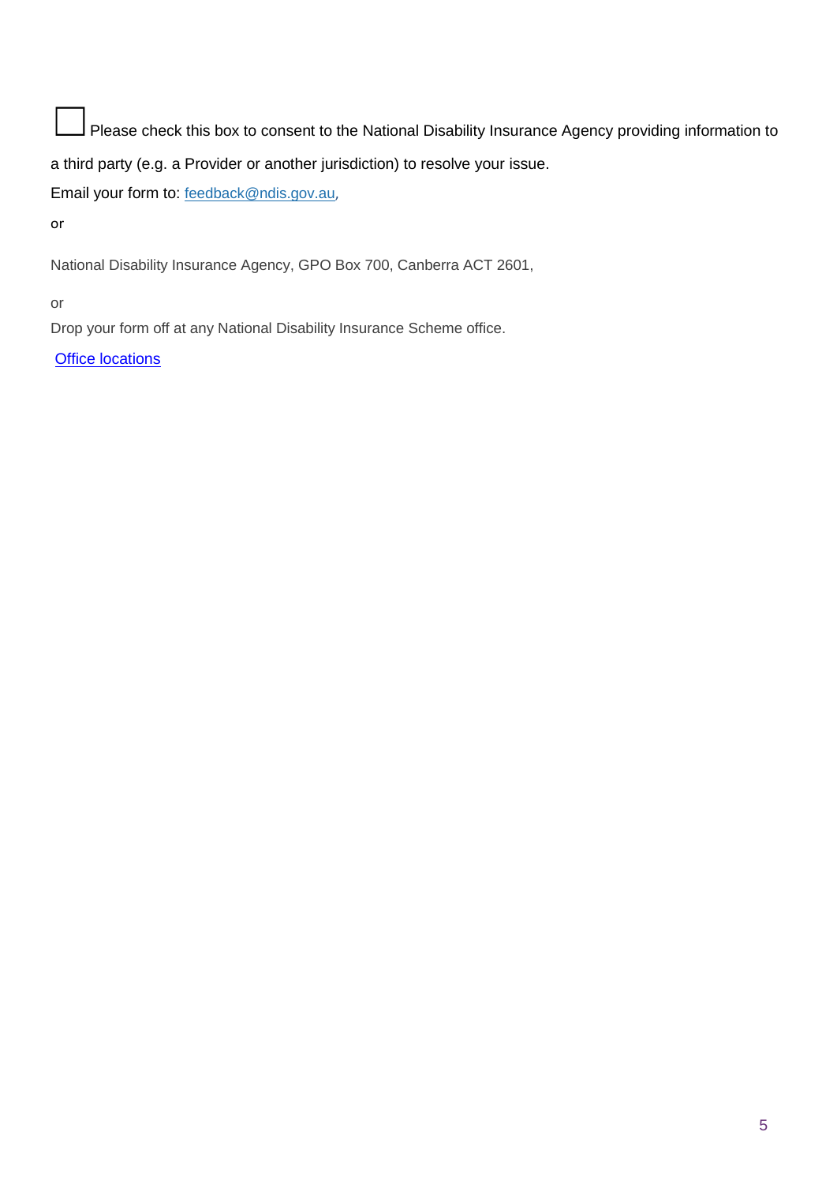☐ Please check this box to consent to the National Disability Insurance Agency providing information to a third party (e.g. a Provider or another jurisdiction) to resolve your issue.

Email your form to: [feedback@ndis.gov.au](mailto:feedback@ndis.gov.au),

or

National Disability Insurance Agency, GPO Box 700, Canberra ACT 2601,

or

Drop your form off at any National Disability Insurance Scheme office.

Office locations